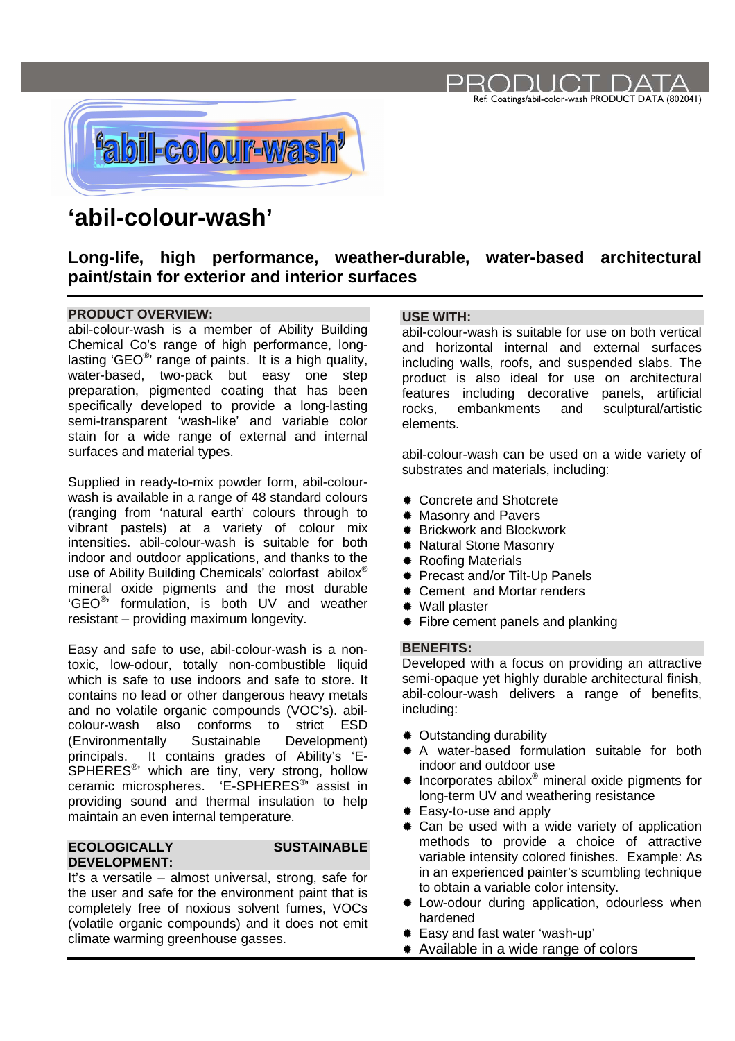PRODUCT DATA

Ref: Coatings/abil-color-wash PRODUCT DATA (802041)

# 'abil-colour-wash'

## Long-life, high performance, weather-durable, water-based architectural paint/stain for exterior and interior surfaces

### PRODUCT OVERVIEW:

abil-colour-wash is a member of Ability Building Chemical Co's range of high performance, long-lasting 'GEO®' range of paints. It is a high quality, water-based, two-pack but easy one step preparation, pigmented coating that has been specifically developed to provide a long-lasting semi-transparent 'wash-like' and variable color stain for a wide range of external and internal surfaces and material types.

Supplied in ready-to-mix powder form, abil-colour-wash is available in a range of 48 standard colours (ranging from 'natural earth' colours through to vibrant pastels) at a variety of colour mix intensities. abil-colour-wash is suitable for both indoor and outdoor applications, and thanks to the use of Ability Building Chemicals' colorfast abilox® mineral oxide pigments and the most durable 'GEO®' formulation, is both UV and weather resistant – providing maximum longevity.

Easy and safe to use, abil-colour-wash is a non-toxic, low-odour, totally non-combustible liquid which is safe to use indoors and safe to store. It contains no lead or other dangerous heavy metals and no volatile organic compounds (VOC's). abil-colour-wash also conforms to strict ESD (Environmentally Sustainable Development) principals. It contains grades of Ability's 'E-SPHERES®' which are tiny, very strong, hollow ceramic microspheres. 'E-SPHERES®' assist in providing sound and thermal insulation to help maintain an even internal temperature.

### ECOLOGICALLY SUSTAINABLE DEVELOPMENT:

It's a versatile – almost universal, strong, safe for the user and safe for the environment paint that is completely free of noxious solvent fumes, VOCs (volatile organic compounds) and it does not emit climate warming greenhouse gasses.

### USE WITH:

abil-colour-wash is suitable for use on both vertical and horizontal internal and external surfaces including walls, roofs, and suspended slabs. The product is also ideal for use on architectural features including decorative panels, artificial rocks, embankments and sculptural/artistic elements.

abil-colour-wash can be used on a wide variety of substrates and materials, including:

- Concrete and Shotcrete
- Masonry and Pavers
- Brickwork and Blockwork
- Natural Stone Masonry
- Roofing Materials
- Precast and/or Tilt-Up Panels
- Cement and Mortar renders
- Wall plaster
- Fibre cement panels and planking

### BENEFITS:

Developed with a focus on providing an attractive semi-opaque yet highly durable architectural finish, abil-colour-wash delivers a range of benefits, including:

- Outstanding durability
- A water-based formulation suitable for both indoor and outdoor use
- Incorporates abilox® mineral oxide pigments for long-term UV and weathering resistance
- Easy-to-use and apply
- Can be used with a wide variety of application methods to provide a choice of attractive variable intensity colored finishes. Example: As in an experienced painter's scumbling technique to obtain a variable color intensity.
- Low-odour during application, odourless when hardened
- Easy and fast water 'wash-up'
- Available in a wide range of colors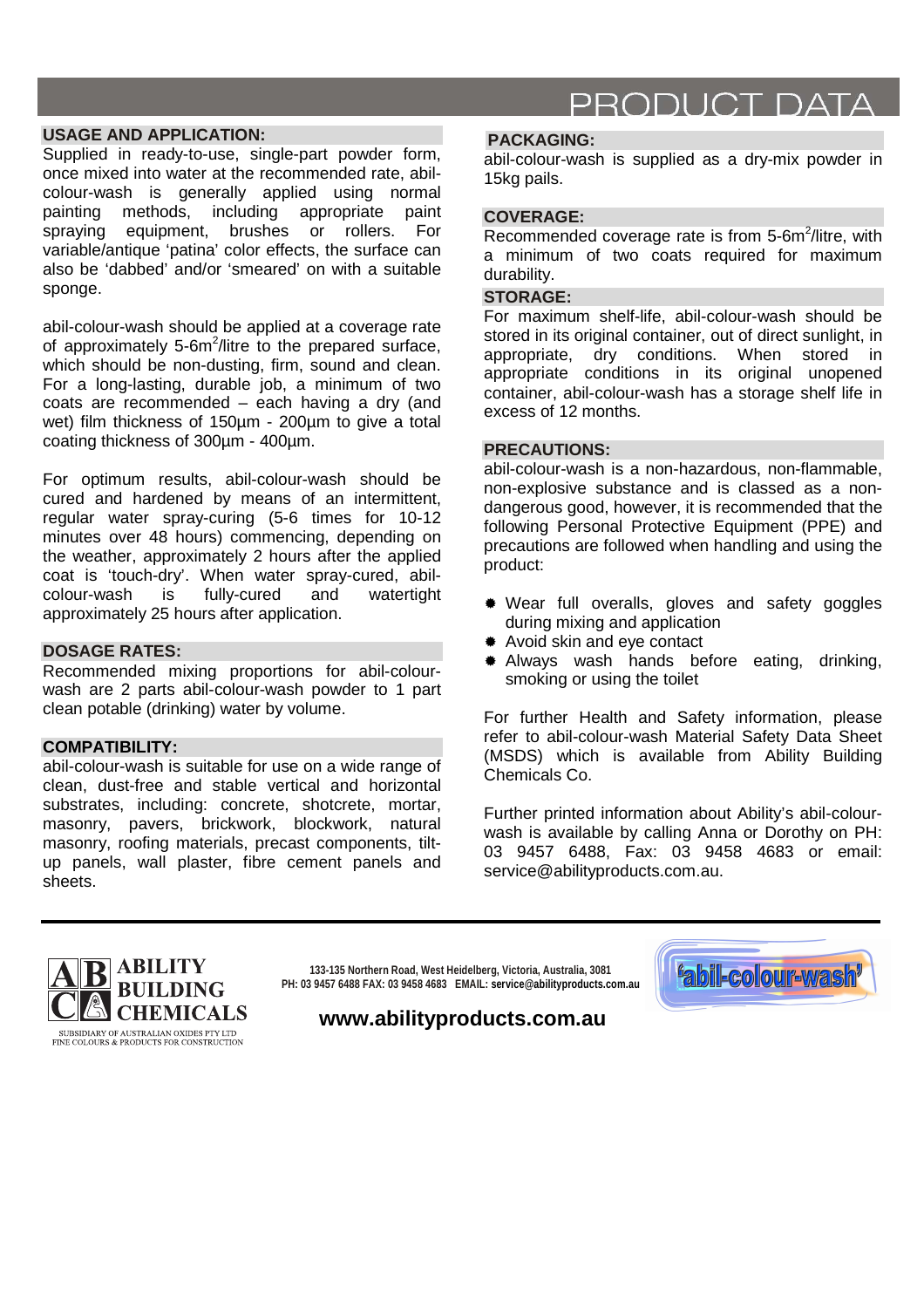# PRODUCT DATA

## USAGE AND APPLICATION:

Supplied in ready-to-use, single-part powder form, once mixed into water at the recommended rate, abil-colour-wash is generally applied using normal painting methods, including appropriate paint spraying equipment, brushes or rollers. For variable/antique 'patina' color effects, the surface can also be 'dabbed' and/or 'smeared' on with a suitable sponge.

abil-colour-wash should be applied at a coverage rate of approximately 5-6m$^2$/litre to the prepared surface, which should be non-dusting, firm, sound and clean. For a long-lasting, durable job, a minimum of two coats are recommended – each having a dry (and wet) film thickness of 150µm - 200µm to give a total coating thickness of 300µm - 400µm.

For optimum results, abil-colour-wash should be cured and hardened by means of an intermittent, regular water spray-curing (5-6 times for 10-12 minutes over 48 hours) commencing, depending on the weather, approximately 2 hours after the applied coat is 'touch-dry'. When water spray-cured, abil-colour-wash is fully-cured and watertight approximately 25 hours after application.

## DOSAGE RATES:

Recommended mixing proportions for abil-colour-wash are 2 parts abil-colour-wash powder to 1 part clean potable (drinking) water by volume.

## COMPATIBILITY:

abil-colour-wash is suitable for use on a wide range of clean, dust-free and stable vertical and horizontal substrates, including: concrete, shotcrete, mortar, masonry, pavers, brickwork, blockwork, natural masonry, roofing materials, precast components, tilt-up panels, wall plaster, fibre cement panels and sheets.

## PACKAGING:

abil-colour-wash is supplied as a dry-mix powder in 15kg pails.

## COVERAGE:

Recommended coverage rate is from 5-6m$^2$/litre, with a minimum of two coats required for maximum durability.

## STORAGE:

For maximum shelf-life, abil-colour-wash should be stored in its original container, out of direct sunlight, in appropriate, dry conditions. When stored in appropriate conditions in its original unopened container, abil-colour-wash has a storage shelf life in excess of 12 months.

## PRECAUTIONS:

abil-colour-wash is a non-hazardous, non-flammable, non-explosive substance and is classed as a non-dangerous good, however, it is recommended that the following Personal Protective Equipment (PPE) and precautions are followed when handling and using the product:

- Wear full overalls, gloves and safety goggles during mixing and application
- Avoid skin and eye contact
- Always wash hands before eating, drinking, smoking or using the toilet

For further Health and Safety information, please refer to abil-colour-wash Material Safety Data Sheet (MSDS) which is available from Ability Building Chemicals Co.

Further printed information about Ability's abil-colour-wash is available by calling Anna or Dorothy on PH: 03 9457 6488, Fax: 03 9458 4683 or email: service@abilityproducts.com.au.

---

**ABILITY BUILDING CHEMICALS**
SUBSIDIARY OF AUSTRALIAN OXIDES PTY LTD
FINE COLOURS & PRODUCTS FOR CONSTRUCTION

**133-135 Northern Road, West Heidelberg, Victoria, Australia, 3081**
**PH: 03 9457 6488 FAX: 03 9458 4683 EMAIL: service@abilityproducts.com.au**

**www.abilityproducts.com.au**

'abil-colour-wash'